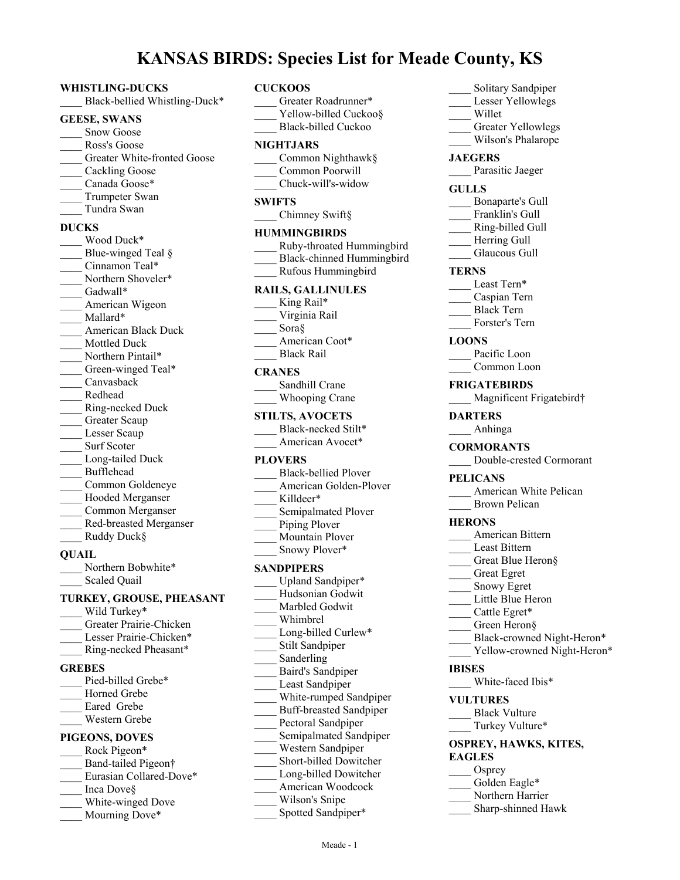# KANSAS BIRDS: Species List for Meade County, KS

## WHISTLING-DUCKS
____ Black-bellied Whistling-Duck*

## GEESE, SWANS
____ Snow Goose
____ Ross's Goose
____ Greater White-fronted Goose
____ Cackling Goose
____ Canada Goose*
____ Trumpeter Swan
____ Tundra Swan

## DUCKS
____ Wood Duck*
____ Blue-winged Teal §
____ Cinnamon Teal*
____ Northern Shoveler*
____ Gadwall*
____ American Wigeon
____ Mallard*
____ American Black Duck
____ Mottled Duck
____ Northern Pintail*
____ Green-winged Teal*
____ Canvasback
____ Redhead
____ Ring-necked Duck
____ Greater Scaup
____ Lesser Scaup
____ Surf Scoter
____ Long-tailed Duck
____ Bufflehead
____ Common Goldeneye
____ Hooded Merganser
____ Common Merganser
____ Red-breasted Merganser
____ Ruddy Duck§

## QUAIL
____ Northern Bobwhite*
____ Scaled Quail

## TURKEY, GROUSE, PHEASANT
____ Wild Turkey*
____ Greater Prairie-Chicken
____ Lesser Prairie-Chicken*
____ Ring-necked Pheasant*

## GREBES
____ Pied-billed Grebe*
____ Horned Grebe
____ Eared Grebe
____ Western Grebe

## PIGEONS, DOVES
____ Rock Pigeon*
____ Band-tailed Pigeon†
____ Eurasian Collared-Dove*
____ Inca Dove§
____ White-winged Dove
____ Mourning Dove*

## CUCKOOS
____ Greater Roadrunner*
____ Yellow-billed Cuckoo§
____ Black-billed Cuckoo

## NIGHTJARS
____ Common Nighthawk§
____ Common Poorwill
____ Chuck-will's-widow

## SWIFTS
____ Chimney Swift§

## HUMMINGBIRDS
____ Ruby-throated Hummingbird
____ Black-chinned Hummingbird
____ Rufous Hummingbird

## RAILS, GALLINULES
____ King Rail*
____ Virginia Rail
____ Sora§
____ American Coot*
____ Black Rail

## CRANES
____ Sandhill Crane
____ Whooping Crane

## STILTS, AVOCETS
____ Black-necked Stilt*
____ American Avocet*

## PLOVERS
____ Black-bellied Plover
____ American Golden-Plover
____ Killdeer*
____ Semipalmated Plover
____ Piping Plover
____ Mountain Plover
____ Snowy Plover*

## SANDPIPERS
____ Upland Sandpiper*
____ Hudsonian Godwit
____ Marbled Godwit
____ Whimbrel
____ Long-billed Curlew*
____ Stilt Sandpiper
____ Sanderling
____ Baird's Sandpiper
____ Least Sandpiper
____ White-rumped Sandpiper
____ Buff-breasted Sandpiper
____ Pectoral Sandpiper
____ Semipalmated Sandpiper
____ Western Sandpiper
____ Short-billed Dowitcher
____ Long-billed Dowitcher
____ American Woodcock
____ Wilson's Snipe
____ Spotted Sandpiper*
____ Solitary Sandpiper
____ Lesser Yellowlegs
____ Willet
____ Greater Yellowlegs
____ Wilson's Phalarope

## JAEGERS
____ Parasitic Jaeger

## GULLS
____ Bonaparte's Gull
____ Franklin's Gull
____ Ring-billed Gull
____ Herring Gull
____ Glaucous Gull

## TERNS
____ Least Tern*
____ Caspian Tern
____ Black Tern
____ Forster's Tern

## LOONS
____ Pacific Loon
____ Common Loon

## FRIGATEBIRDS
____ Magnificent Frigatebird†

## DARTERS
____ Anhinga

## CORMORANTS
____ Double-crested Cormorant

## PELICANS
____ American White Pelican
____ Brown Pelican

## HERONS
____ American Bittern
____ Least Bittern
____ Great Blue Heron§
____ Great Egret
____ Snowy Egret
____ Little Blue Heron
____ Cattle Egret*
____ Green Heron§
____ Black-crowned Night-Heron*
____ Yellow-crowned Night-Heron*

## IBISES
____ White-faced Ibis*

## VULTURES
____ Black Vulture
____ Turkey Vulture*

## OSPREY, HAWKS, KITES, EAGLES
____ Osprey
____ Golden Eagle*
____ Northern Harrier
____ Sharp-shinned Hawk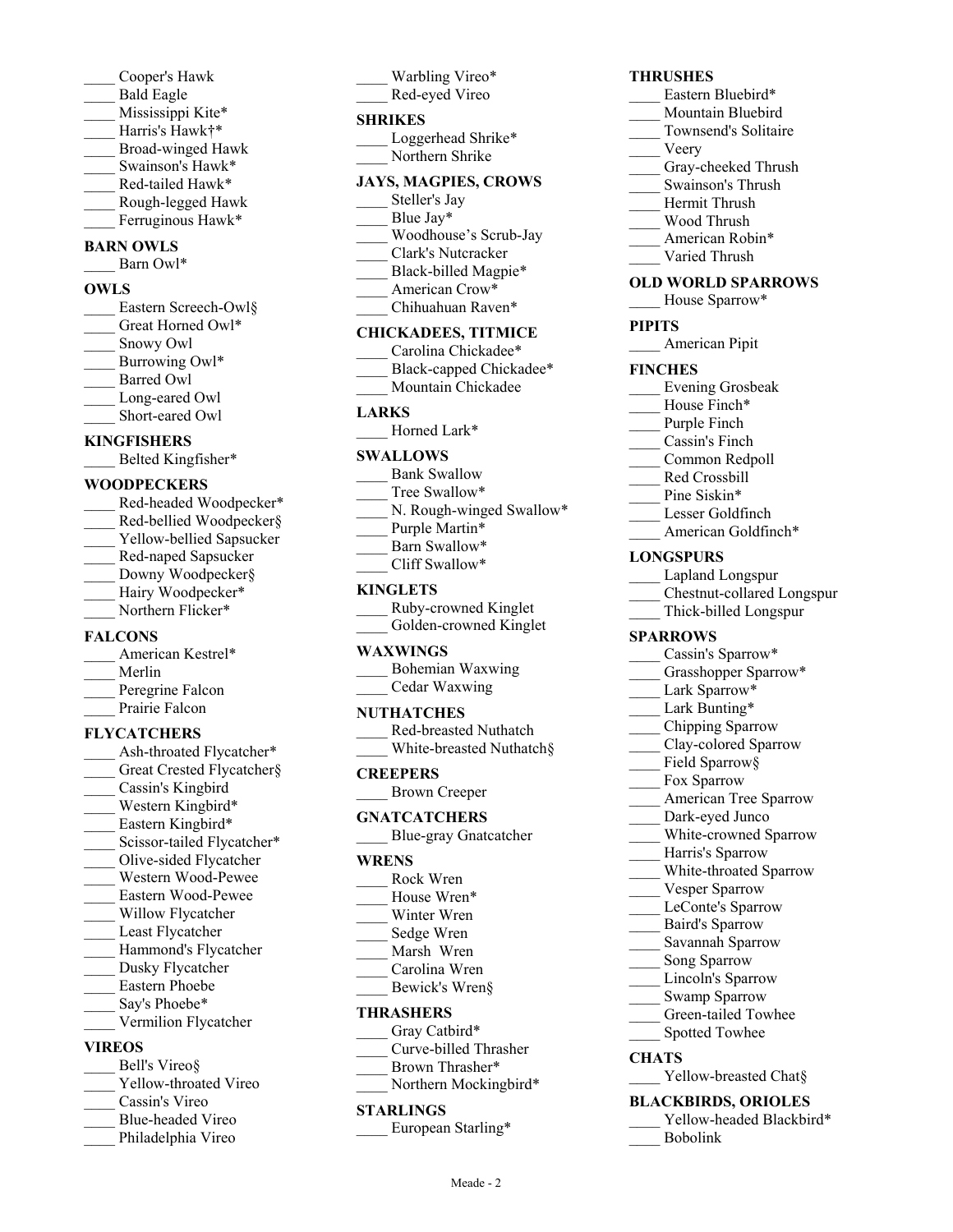____ Cooper's Hawk
____ Bald Eagle
____ Mississippi Kite*
____ Harris's Hawk†*
____ Broad-winged Hawk
____ Swainson's Hawk*
____ Red-tailed Hawk*
____ Rough-legged Hawk
____ Ferruginous Hawk*

**BARN OWLS**

____ Barn Owl*

**OWLS**

____ Eastern Screech-Owl§
____ Great Horned Owl*
____ Snowy Owl
____ Burrowing Owl*
____ Barred Owl
____ Long-eared Owl
____ Short-eared Owl

**KINGFISHERS**

____ Belted Kingfisher*

**WOODPECKERS**

____ Red-headed Woodpecker*
____ Red-bellied Woodpecker§
____ Yellow-bellied Sapsucker
____ Red-naped Sapsucker
____ Downy Woodpecker§
____ Hairy Woodpecker*
____ Northern Flicker*

**FALCONS**

____ American Kestrel*
____ Merlin
____ Peregrine Falcon
____ Prairie Falcon

**FLYCATCHERS**

____ Ash-throated Flycatcher*
____ Great Crested Flycatcher§
____ Cassin's Kingbird
____ Western Kingbird*
____ Eastern Kingbird*
____ Scissor-tailed Flycatcher*
____ Olive-sided Flycatcher
____ Western Wood-Pewee
____ Eastern Wood-Pewee
____ Willow Flycatcher
____ Least Flycatcher
____ Hammond's Flycatcher
____ Dusky Flycatcher
____ Eastern Phoebe
____ Say's Phoebe*
____ Vermilion Flycatcher

**VIREOS**

____ Bell's Vireo§
____ Yellow-throated Vireo
____ Cassin's Vireo
____ Blue-headed Vireo
____ Philadelphia Vireo
____ Warbling Vireo*
____ Red-eyed Vireo

**SHRIKES**

____ Loggerhead Shrike*
____ Northern Shrike

**JAYS, MAGPIES, CROWS**

____ Steller's Jay
____ Blue Jay*
____ Woodhouse's Scrub-Jay
____ Clark's Nutcracker
____ Black-billed Magpie*
____ American Crow*
____ Chihuahuan Raven*

**CHICKADEES, TITMICE**

____ Carolina Chickadee*
____ Black-capped Chickadee*
____ Mountain Chickadee

**LARKS**

____ Horned Lark*

**SWALLOWS**

____ Bank Swallow
____ Tree Swallow*
____ N. Rough-winged Swallow*
____ Purple Martin*
____ Barn Swallow*
____ Cliff Swallow*

**KINGLETS**

____ Ruby-crowned Kinglet
____ Golden-crowned Kinglet

**WAXWINGS**

____ Bohemian Waxwing
____ Cedar Waxwing

**NUTHATCHES**

____ Red-breasted Nuthatch
____ White-breasted Nuthatch§

**CREEPERS**

____ Brown Creeper

**GNATCATCHERS**

____ Blue-gray Gnatcatcher

**WRENS**

____ Rock Wren
____ House Wren*
____ Winter Wren
____ Sedge Wren
____ Marsh Wren
____ Carolina Wren
____ Bewick's Wren§

**THRASHERS**

____ Gray Catbird*
____ Curve-billed Thrasher
____ Brown Thrasher*
____ Northern Mockingbird*

**STARLINGS**

____ European Starling*

**THRUSHES**

____ Eastern Bluebird*
____ Mountain Bluebird
____ Townsend's Solitaire
____ Veery
____ Gray-cheeked Thrush
____ Swainson's Thrush
____ Hermit Thrush
____ Wood Thrush
____ American Robin*
____ Varied Thrush

**OLD WORLD SPARROWS**

____ House Sparrow*

**PIPITS**

____ American Pipit

**FINCHES**

____ Evening Grosbeak
____ House Finch*
____ Purple Finch
____ Cassin's Finch
____ Common Redpoll
____ Red Crossbill
____ Pine Siskin*
____ Lesser Goldfinch
____ American Goldfinch*

**LONGSPURS**

____ Lapland Longspur
____ Chestnut-collared Longspur
____ Thick-billed Longspur

**SPARROWS**

____ Cassin's Sparrow*
____ Grasshopper Sparrow*
____ Lark Sparrow*
____ Lark Bunting*
____ Chipping Sparrow
____ Clay-colored Sparrow
____ Field Sparrow§
____ Fox Sparrow
____ American Tree Sparrow
____ Dark-eyed Junco
____ White-crowned Sparrow
____ Harris's Sparrow
____ White-throated Sparrow
____ Vesper Sparrow
____ LeConte's Sparrow
____ Baird's Sparrow
____ Savannah Sparrow
____ Song Sparrow
____ Lincoln's Sparrow
____ Swamp Sparrow
____ Green-tailed Towhee
____ Spotted Towhee

**CHATS**

____ Yellow-breasted Chat§

**BLACKBIRDS, ORIOLES**

____ Yellow-headed Blackbird*
____ Bobolink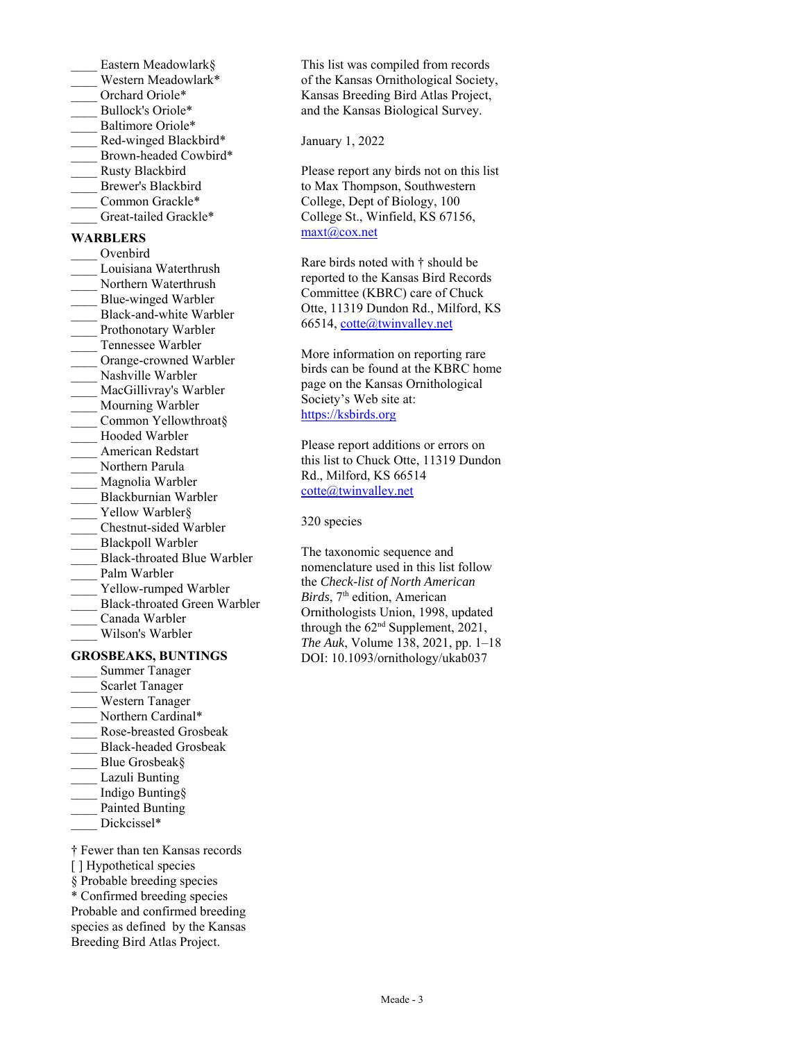____ Eastern Meadowlark§
____ Western Meadowlark*
____ Orchard Oriole*
____ Bullock's Oriole*
____ Baltimore Oriole*
____ Red-winged Blackbird*
____ Brown-headed Cowbird*
____ Rusty Blackbird
____ Brewer's Blackbird
____ Common Grackle*
____ Great-tailed Grackle*

**WARBLERS**

____ Ovenbird
____ Louisiana Waterthrush
____ Northern Waterthrush
____ Blue-winged Warbler
____ Black-and-white Warbler
____ Prothonotary Warbler
____ Tennessee Warbler
____ Orange-crowned Warbler
____ Nashville Warbler
____ MacGillivray's Warbler
____ Mourning Warbler
____ Common Yellowthroat§
____ Hooded Warbler
____ American Redstart
____ Northern Parula
____ Magnolia Warbler
____ Blackburnian Warbler
____ Yellow Warbler§
____ Chestnut-sided Warbler
____ Blackpoll Warbler
____ Black-throated Blue Warbler
____ Palm Warbler
____ Yellow-rumped Warbler
____ Black-throated Green Warbler
____ Canada Warbler
____ Wilson's Warbler

**GROSBEAKS, BUNTINGS**

____ Summer Tanager
____ Scarlet Tanager
____ Western Tanager
____ Northern Cardinal*
____ Rose-breasted Grosbeak
____ Black-headed Grosbeak
____ Blue Grosbeak§
____ Lazuli Bunting
____ Indigo Bunting§
____ Painted Bunting
____ Dickcissel*

† Fewer than ten Kansas records
[ ] Hypothetical species
§ Probable breeding species
* Confirmed breeding species
Probable and confirmed breeding species as defined by the Kansas Breeding Bird Atlas Project.

This list was compiled from records of the Kansas Ornithological Society, Kansas Breeding Bird Atlas Project, and the Kansas Biological Survey.

January 1, 2022

Please report any birds not on this list to Max Thompson, Southwestern College, Dept of Biology, 100 College St., Winfield, KS 67156, maxt@cox.net

Rare birds noted with † should be reported to the Kansas Bird Records Committee (KBRC) care of Chuck Otte, 11319 Dundon Rd., Milford, KS 66514, cotte@twinvalley.net

More information on reporting rare birds can be found at the KBRC home page on the Kansas Ornithological Society's Web site at: https://ksbirds.org

Please report additions or errors on this list to Chuck Otte, 11319 Dundon Rd., Milford, KS 66514 cotte@twinvalley.net

320 species

The taxonomic sequence and nomenclature used in this list follow the *Check-list of North American Birds*, 7th edition, American Ornithologists Union, 1998, updated through the 62nd Supplement, 2021, *The Auk*, Volume 138, 2021, pp. 1–18 DOI: 10.1093/ornithology/ukab037